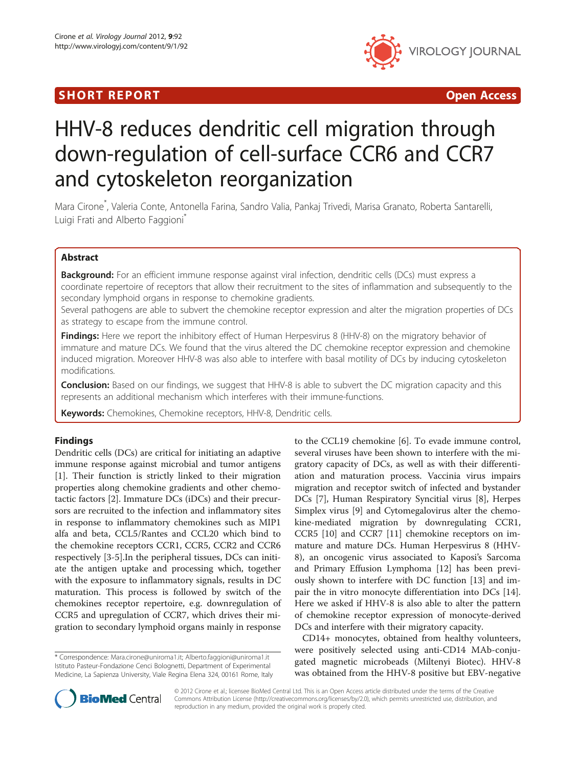**SHORT REPORT** **Open Access**

# HHV-8 reduces dendritic cell migration through down-regulation of cell-surface CCR6 and CCR7 and cytoskeleton reorganization

Mara Cirone*, Valeria Conte, Antonella Farina, Sandro Valia, Pankaj Trivedi, Marisa Granato, Roberta Santarelli, Luigi Frati and Alberto Faggioni*

## Abstract

**Background:** For an efficient immune response against viral infection, dendritic cells (DCs) must express a coordinate repertoire of receptors that allow their recruitment to the sites of inflammation and subsequently to the secondary lymphoid organs in response to chemokine gradients.

Several pathogens are able to subvert the chemokine receptor expression and alter the migration properties of DCs as strategy to escape from the immune control.

**Findings:** Here we report the inhibitory effect of Human Herpesvirus 8 (HHV-8) on the migratory behavior of immature and mature DCs. We found that the virus altered the DC chemokine receptor expression and chemokine induced migration. Moreover HHV-8 was also able to interfere with basal motility of DCs by inducing cytoskeleton modifications.

**Conclusion:** Based on our findings, we suggest that HHV-8 is able to subvert the DC migration capacity and this represents an additional mechanism which interferes with their immune-functions.

**Keywords:** Chemokines, Chemokine receptors, HHV-8, Dendritic cells.

## Findings

Dendritic cells (DCs) are critical for initiating an adaptive immune response against microbial and tumor antigens [1]. Their function is strictly linked to their migration properties along chemokine gradients and other chemotactic factors [2]. Immature DCs (iDCs) and their precursors are recruited to the infection and inflammatory sites in response to inflammatory chemokines such as MIP1 alfa and beta, CCL5/Rantes and CCL20 which bind to the chemokine receptors CCR1, CCR5, CCR2 and CCR6 respectively [3-5].In the peripheral tissues, DCs can initiate the antigen uptake and processing which, together with the exposure to inflammatory signals, results in DC maturation. This process is followed by switch of the chemokines receptor repertoire, e.g. downregulation of CCR5 and upregulation of CCR7, which drives their migration to secondary lymphoid organs mainly in response to the CCL19 chemokine [6]. To evade immune control, several viruses have been shown to interfere with the migratory capacity of DCs, as well as with their differentiation and maturation process. Vaccinia virus impairs migration and receptor switch of infected and bystander DCs [7], Human Respiratory Syncitial virus [8], Herpes Simplex virus [9] and Cytomegalovirus alter the chemokine-mediated migration by downregulating CCR1, CCR5 [10] and CCR7 [11] chemokine receptors on immature and mature DCs. Human Herpesvirus 8 (HHV-8), an oncogenic virus associated to Kaposi's Sarcoma and Primary Effusion Lymphoma [12] has been previously shown to interfere with DC function [13] and impair the in vitro monocyte differentiation into DCs [14]. Here we asked if HHV-8 is also able to alter the pattern of chemokine receptor expression of monocyte-derived DCs and interfere with their migratory capacity.

CD14+ monocytes, obtained from healthy volunteers, were positively selected using anti-CD14 MAb-conjugated magnetic microbeads (Miltenyi Biotec). HHV-8 was obtained from the HHV-8 positive but EBV-negative

* Correspondence: Mara.cirone@uniroma1.it; Alberto.faggioni@uniroma1.it
Istituto Pasteur-Fondazione Cenci Bolognetti, Department of Experimental Medicine, La Sapienza University, Viale Regina Elena 324, 00161 Rome, Italy

© 2012 Cirone et al.; licensee BioMed Central Ltd. This is an Open Access article distributed under the terms of the Creative Commons Attribution License (http://creativecommons.org/licenses/by/2.0), which permits unrestricted use, distribution, and reproduction in any medium, provided the original work is properly cited.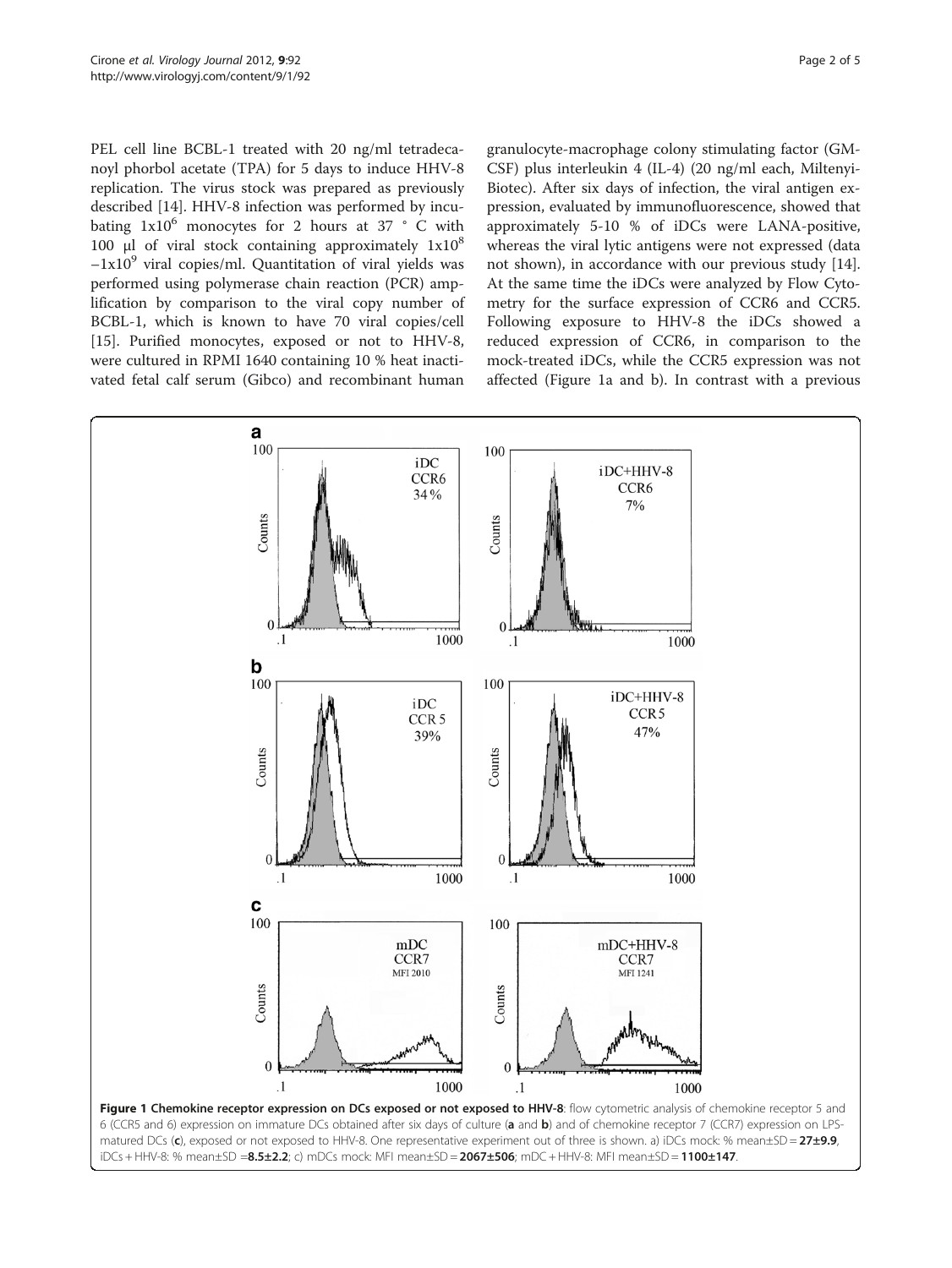PEL cell line BCBL-1 treated with 20 ng/ml tetradecanoyl phorbol acetate (TPA) for 5 days to induce HHV-8 replication. The virus stock was prepared as previously described [14]. HHV-8 infection was performed by incubating $1x10^6$ monocytes for 2 hours at 37 ° C with 100 µl of viral stock containing approximately $1x10^8$ $-1x10^9$ viral copies/ml. Quantitation of viral yields was performed using polymerase chain reaction (PCR) amplification by comparison to the viral copy number of BCBL-1, which is known to have 70 viral copies/cell [15]. Purified monocytes, exposed or not to HHV-8, were cultured in RPMI 1640 containing 10 % heat inactivated fetal calf serum (Gibco) and recombinant human granulocyte-macrophage colony stimulating factor (GM-CSF) plus interleukin 4 (IL-4) (20 ng/ml each, Miltenyi-Biotec). After six days of infection, the viral antigen expression, evaluated by immunofluorescence, showed that approximately 5-10 % of iDCs were LANA-positive, whereas the viral lytic antigens were not expressed (data not shown), in accordance with our previous study [14]. At the same time the iDCs were analyzed by Flow Cytometry for the surface expression of CCR6 and CCR5. Following exposure to HHV-8 the iDCs showed a reduced expression of CCR6, in comparison to the mock-treated iDCs, while the CCR5 expression was not affected (Figure 1a and b). In contrast with a previous

**Figure 1 Chemokine receptor expression on DCs exposed or not exposed to HHV-8**: flow cytometric analysis of chemokine receptor 5 and 6 (CCR5 and 6) expression on immature DCs obtained after six days of culture (**a** and **b**) and of chemokine receptor 7 (CCR7) expression on LPS-matured DCs (**c**), exposed or not exposed to HHV-8. One representative experiment out of three is shown. a) iDCs mock: % mean±SD = **27±9.9**, iDCs + HHV-8: % mean±SD =**8.5±2.2**; c) mDCs mock: MFI mean±SD = **2067±506**; mDC + HHV-8: MFI mean±SD = **1100±147**.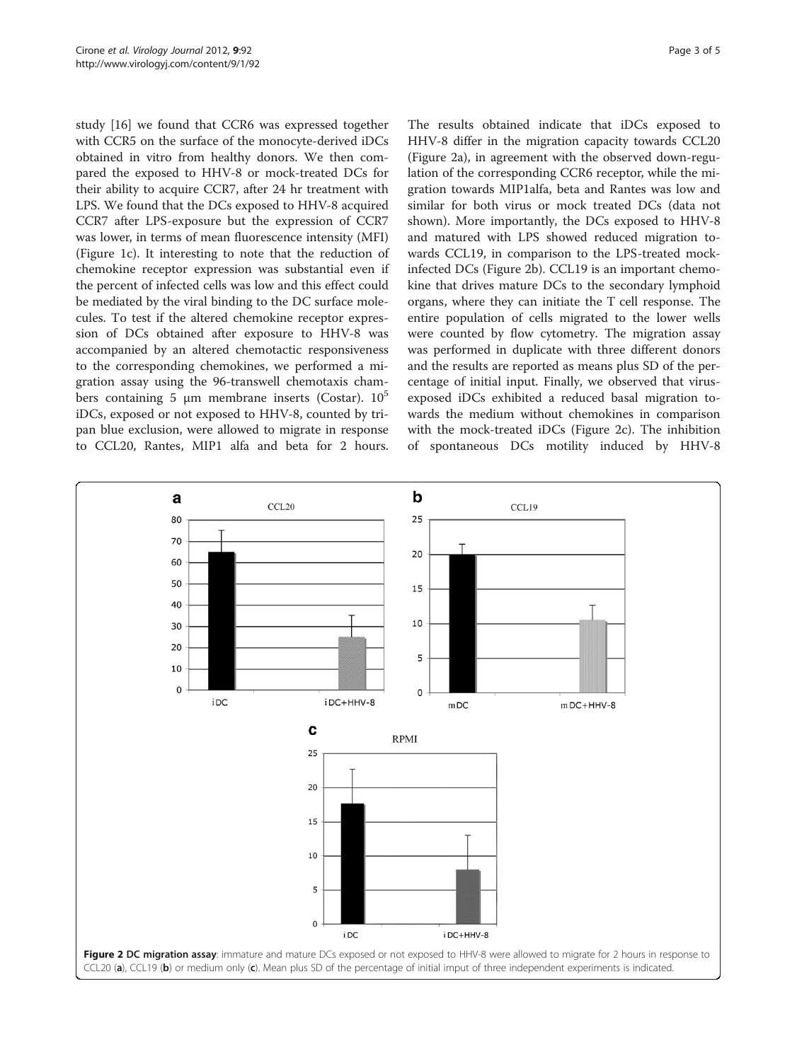study [16] we found that CCR6 was expressed together with CCR5 on the surface of the monocyte-derived iDCs obtained in vitro from healthy donors. We then compared the exposed to HHV-8 or mock-treated DCs for their ability to acquire CCR7, after 24 hr treatment with LPS. We found that the DCs exposed to HHV-8 acquired CCR7 after LPS-exposure but the expression of CCR7 was lower, in terms of mean fluorescence intensity (MFI) (Figure 1c). It interesting to note that the reduction of chemokine receptor expression was substantial even if the percent of infected cells was low and this effect could be mediated by the viral binding to the DC surface molecules. To test if the altered chemokine receptor expression of DCs obtained after exposure to HHV-8 was accompanied by an altered chemotactic responsiveness to the corresponding chemokines, we performed a migration assay using the 96-transwell chemotaxis chambers containing 5 μm membrane inserts (Costar). $10^5$ iDCs, exposed or not exposed to HHV-8, counted by tripan blue exclusion, were allowed to migrate in response to CCL20, Rantes, MIP1 alfa and beta for 2 hours. The results obtained indicate that iDCs exposed to HHV-8 differ in the migration capacity towards CCL20 (Figure 2a), in agreement with the observed down-regulation of the corresponding CCR6 receptor, while the migration towards MIP1alfa, beta and Rantes was low and similar for both virus or mock treated DCs (data not shown). More importantly, the DCs exposed to HHV-8 and matured with LPS showed reduced migration towards CCL19, in comparison to the LPS-treated mock-infected DCs (Figure 2b). CCL19 is an important chemokine that drives mature DCs to the secondary lymphoid organs, where they can initiate the T cell response. The entire population of cells migrated to the lower wells were counted by flow cytometry. The migration assay was performed in duplicate with three different donors and the results are reported as means plus SD of the percentage of initial input. Finally, we observed that virus-exposed iDCs exhibited a reduced basal migration towards the medium without chemokines in comparison with the mock-treated iDCs (Figure 2c). The inhibition of spontaneous DCs motility induced by HHV-8

**Figure 2 DC migration assay**: immature and mature DCs exposed or not exposed to HHV-8 were allowed to migrate for 2 hours in response to CCL20 (**a**), CCL19 (**b**) or medium only (**c**). Mean plus SD of the percentage of initial imput of three independent experiments is indicated.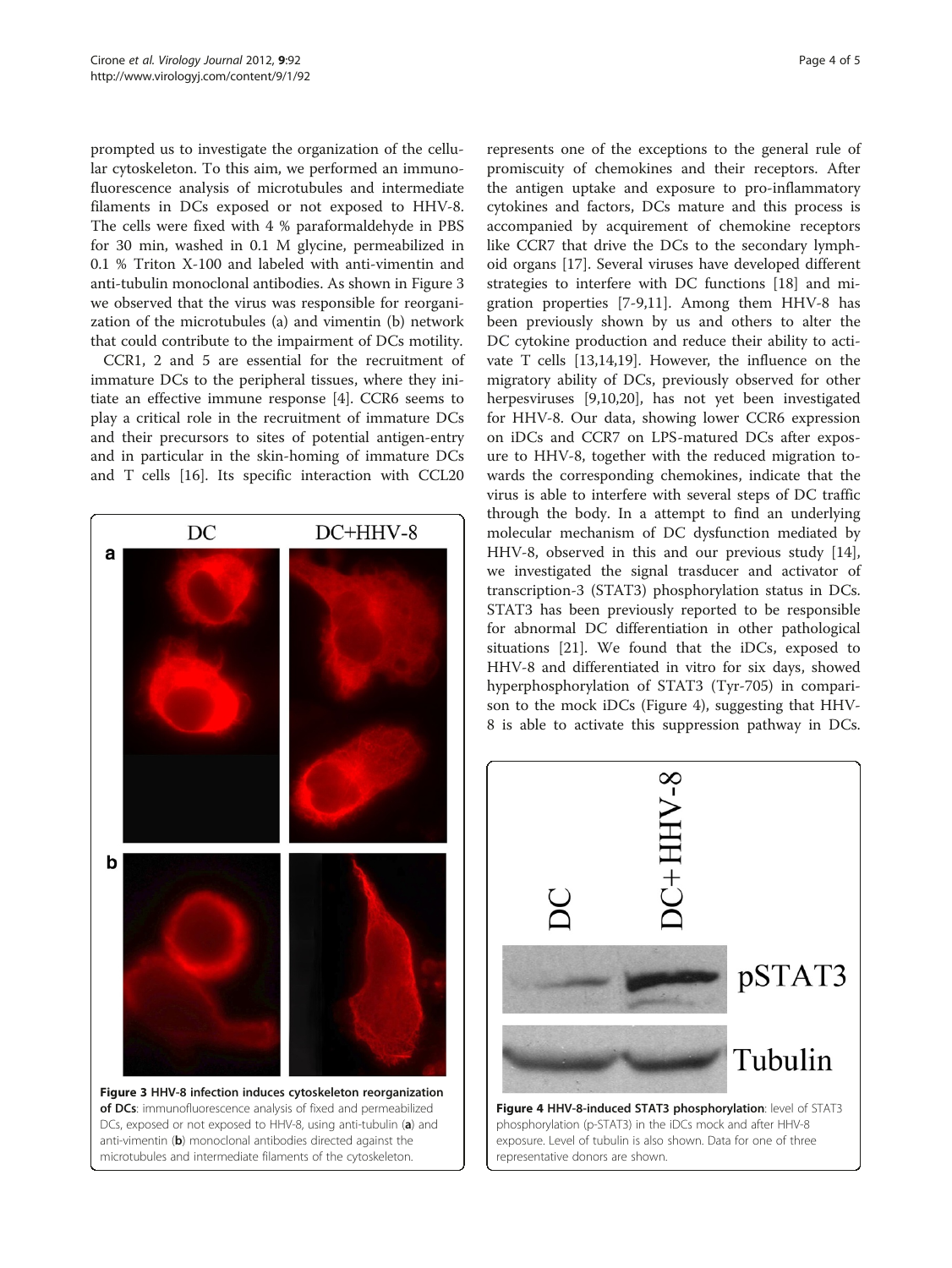prompted us to investigate the organization of the cellular cytoskeleton. To this aim, we performed an immunofluorescence analysis of microtubules and intermediate filaments in DCs exposed or not exposed to HHV-8. The cells were fixed with 4 % paraformaldehyde in PBS for 30 min, washed in 0.1 M glycine, permeabilized in 0.1 % Triton X-100 and labeled with anti-vimentin and anti-tubulin monoclonal antibodies. As shown in Figure 3 we observed that the virus was responsible for reorganization of the microtubules (a) and vimentin (b) network that could contribute to the impairment of DCs motility.

CCR1, 2 and 5 are essential for the recruitment of immature DCs to the peripheral tissues, where they initiate an effective immune response [4]. CCR6 seems to play a critical role in the recruitment of immature DCs and their precursors to sites of potential antigen-entry and in particular in the skin-homing of immature DCs and T cells [16]. Its specific interaction with CCL20 represents one of the exceptions to the general rule of promiscuity of chemokines and their receptors. After the antigen uptake and exposure to pro-inflammatory cytokines and factors, DCs mature and this process is accompanied by acquirement of chemokine receptors like CCR7 that drive the DCs to the secondary lymphoid organs [17]. Several viruses have developed different strategies to interfere with DC functions [18] and migration properties [7-9,11]. Among them HHV-8 has been previously shown by us and others to alter the DC cytokine production and reduce their ability to activate T cells [13,14,19]. However, the influence on the migratory ability of DCs, previously observed for other herpesviruses [9,10,20], has not yet been investigated for HHV-8. Our data, showing lower CCR6 expression on iDCs and CCR7 on LPS-matured DCs after exposure to HHV-8, together with the reduced migration towards the corresponding chemokines, indicate that the virus is able to interfere with several steps of DC traffic through the body. In a attempt to find an underlying molecular mechanism of DC dysfunction mediated by HHV-8, observed in this and our previous study [14], we investigated the signal trasducer and activator of transcription-3 (STAT3) phosphorylation status in DCs. STAT3 has been previously reported to be responsible for abnormal DC differentiation in other pathological situations [21]. We found that the iDCs, exposed to HHV-8 and differentiated in vitro for six days, showed hyperphosphorylation of STAT3 (Tyr-705) in comparison to the mock iDCs (Figure 4), suggesting that HHV-8 is able to activate this suppression pathway in DCs.

**Figure 3 HHV-8 infection induces cytoskeleton reorganization of DCs**: immunofluorescence analysis of fixed and permeabilized DCs, exposed or not exposed to HHV-8, using anti-tubulin (**a**) and anti-vimentin (**b**) monoclonal antibodies directed against the microtubules and intermediate filaments of the cytoskeleton.

**Figure 4 HHV-8-induced STAT3 phosphorylation**: level of STAT3 phosphorylation (p-STAT3) in the iDCs mock and after HHV-8 exposure. Level of tubulin is also shown. Data for one of three representative donors are shown.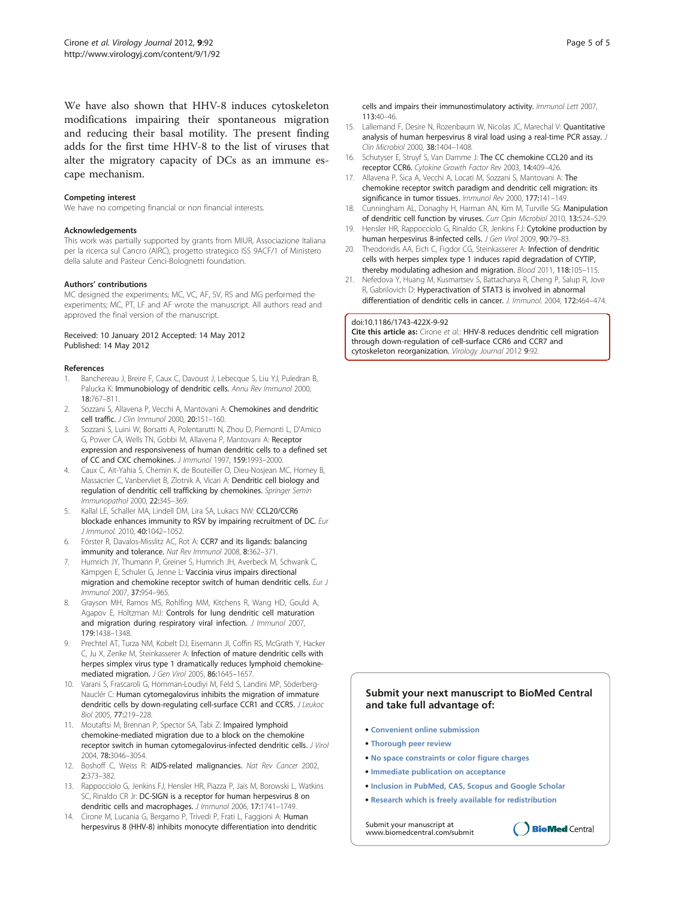We have also shown that HHV-8 induces cytoskeleton modifications impairing their spontaneous migration and reducing their basal motility. The present finding adds for the first time HHV-8 to the list of viruses that alter the migratory capacity of DCs as an immune escape mechanism.

#### Competing interest

We have no competing financial or non financial interests.

#### Acknowledgements

This work was partially supported by grants from MIUR, Associazione Italiana per la ricerca sul Cancro (AIRC), progetto strategico ISS 9ACF/1 of Ministero della salute and Pasteur Cenci-Bolognetti foundation.

#### Authors' contributions

MC designed the experiments; MC, VC, AF, SV, RS and MG performed the experiments; MC, PT, LF and AF wrote the manuscript. All authors read and approved the final version of the manuscript.

Received: 10 January 2012 Accepted: 14 May 2012
Published: 14 May 2012

#### References

1. Banchereau J, Breire F, Caux C, Davoust J, Lebecque S, Liu YJ, Puledran B, Palucka K: **Immunobiology of dendritic cells.** *Annu Rev Immunol* 2000, **18**:767–811.
2. Sozzani S, Allavena P, Vecchi A, Mantovani A: **Chemokines and dendritic cell traffic.** *J Clin Immunol* 2000, **20**:151–160.
3. Sozzani S, Luini W, Borsatti A, Polentarutti N, Zhou D, Piemonti L, D'Amico G, Power CA, Wells TN, Gobbi M, Allavena P, Mantovani A: **Receptor expression and responsiveness of human dendritic cells to a defined set of CC and CXC chemokines.** *J Immunol* 1997, **159**:1993–2000.
4. Caux C, Ait-Yahia S, Chemin K, de Bouteiller O, Dieu-Nosjean MC, Homey B, Massacrier C, Vanbervliet B, Zlotnik A, Vicari A: **Dendritic cell biology and regulation of dendritic cell trafficking by chemokines.** *Springer Semin Immunopathol* 2000, **22**:345–369.
5. Kallal LE, Schaller MA, Lindell DM, Lira SA, Lukacs NW: **CCL20/CCR6 blockade enhances immunity to RSV by impairing recruitment of DC.** *Eur J Immunol.* 2010, **40**:1042–1052.
6. Förster R, Davalos-Misslitz AC, Rot A: **CCR7 and its ligands: balancing immunity and tolerance.** *Nat Rev Immunol* 2008, **8**:362–371.
7. Humrich JY, Thumann P, Greiner S, Humrich JH, Averbeck M, Schwank C, Kämpgen E, Schuler G, Jenne L: **Vaccinia virus impairs directional migration and chemokine receptor switch of human dendritic cells.** *Eur J Immunol* 2007, **37**:954–965.
8. Grayson MH, Ramos MS, Rohlfing MM, Kitchens R, Wang HD, Gould A, Agapov E, Holtzman MJ: **Controls for lung dendritic cell maturation and migration during respiratory viral infection.** *J Immunol* 2007, **179**:1438–1348.
9. Prechtel AT, Turza NM, Kobelt DJ, Eisemann JI, Coffin RS, McGrath Y, Hacker C, Ju X, Zenke M, Steinkasserer A: **Infection of mature dendritic cells with herpes simplex virus type 1 dramatically reduces lymphoid chemokine-mediated migration.** *J Gen Virol* 2005, **86**:1645–1657.
10. Varani S, Frascaroli G, Homman-Loudiyi M, Feld S, Landini MP, Söderberg-Nauclér C: **Human cytomegalovirus inhibits the migration of immature dendritic cells by down-regulating cell-surface CCR1 and CCR5.** *J Leukoc Biol* 2005, **77**:219–228.
11. Moutaftsi M, Brennan P, Spector SA, Tabi Z: **Impaired lymphoid chemokine-mediated migration due to a block on the chemokine receptor switch in human cytomegalovirus-infected dendritic cells.** *J Virol* 2004, **78**:3046–3054.
12. Boshoff C, Weiss R: **AIDS-related malignancies.** *Nat Rev Cancer* 2002, **2**:373–382.
13. Rappocciolo G, Jenkins FJ, Hensler HR, Piazza P, Jais M, Borowski L, Watkins SC, Rinaldo CR Jr: **DC-SIGN is a receptor for human herpesvirus 8 on dendritic cells and macrophages.** *J Immunol* 2006, **17**:1741–1749.
14. Cirone M, Lucania G, Bergamo P, Trivedi P, Frati L, Faggioni A: **Human herpesvirus 8 (HHV-8) inhibits monocyte differentiation into dendritic cells and impairs their immunostimulatory activity.** *Immunol Lett* 2007, **113**:40–46.
15. Lallemand F, Desire N, Rozenbaum W, Nicolas JC, Marechal V: **Quantitative analysis of human herpesvirus 8 viral load using a real-time PCR assay.** *J Clin Microbiol* 2000, **38**:1404–1408.
16. Schutyser E, Struyf S, Van Damme J: **The CC chemokine CCL20 and its receptor CCR6.** *Cytokine Growth Factor Rev* 2003, **14**:409–426.
17. Allavena P, Sica A, Vecchi A, Locati M, Sozzani S, Mantovani A: **The chemokine receptor switch paradigm and dendritic cell migration: its significance in tumor tissues.** *Immunol Rev* 2000, **177**:141–149.
18. Cunningham AL, Donaghy H, Harman AN, Kim M, Turville SG: **Manipulation of dendritic cell function by viruses.** *Curr Opin Microbiol* 2010, **13**:524–529.
19. Hensler HR, Rappocciolo G, Rinaldo CR, Jenkins FJ: **Cytokine production by human herpesvirus 8-infected cells.** *J Gen Virol* 2009, **90**:79–83.
20. Theodoridis AA, Eich C, Figdor CG, Steinkasserer A: **Infection of dendritic cells with herpes simplex type 1 induces rapid degradation of CYTIP, thereby modulating adhesion and migration.** *Blood* 2011, **118**:105–115.
21. Nefedova Y, Huang M, Kusmartsev S, Battacharya R, Cheng P, Salup R, Jove R, Gabrilovich D: **Hyperactivation of STAT3 is involved in abnormal differentiation of dendritic cells in cancer.** *J. Immunol.* 2004, **172**:464–474.

doi:10.1186/1743-422X-9-92

**Cite this article as:** Cirone *et al.*: HHV-8 reduces dendritic cell migration through down-regulation of cell-surface CCR6 and CCR7 and cytoskeleton reorganization. *Virology Journal* 2012 **9**:92.